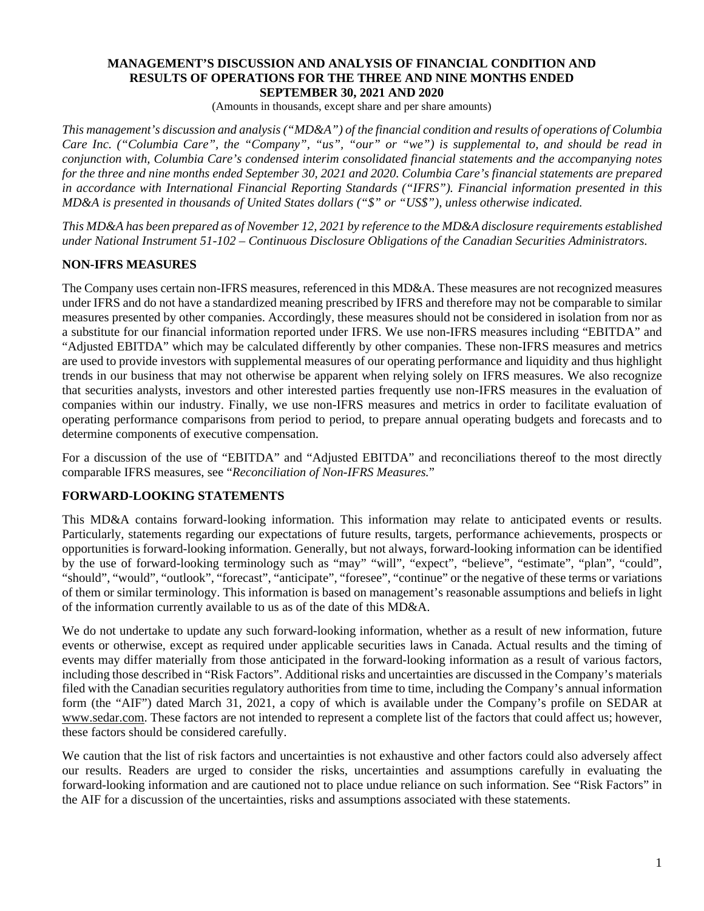# MANAGEMENT'S DISCUSSION AND ANALYSIS OF FINANCIAL CONDITION AND RESULTS OF OPERATIONS FOR THE THREE AND NINE MONTHS ENDED SEPTEMBER 30, 2021 AND 2020

(Amounts in thousands, except share and per share amounts)

*This management's discussion and analysis ("MD&A") of the financial condition and results of operations of Columbia Care Inc. ("Columbia Care", the "Company", "us", "our" or "we") is supplemental to, and should be read in conjunction with, Columbia Care's condensed interim consolidated financial statements and the accompanying notes for the three and nine months ended September 30, 2021 and 2020. Columbia Care's financial statements are prepared in accordance with International Financial Reporting Standards ("IFRS"). Financial information presented in this MD&A is presented in thousands of United States dollars ("$" or "US$"), unless otherwise indicated.*

*This MD&A has been prepared as of November 12, 2021 by reference to the MD&A disclosure requirements established under National Instrument 51-102 – Continuous Disclosure Obligations of the Canadian Securities Administrators.*

## NON-IFRS MEASURES

The Company uses certain non-IFRS measures, referenced in this MD&A. These measures are not recognized measures under IFRS and do not have a standardized meaning prescribed by IFRS and therefore may not be comparable to similar measures presented by other companies. Accordingly, these measures should not be considered in isolation from nor as a substitute for our financial information reported under IFRS. We use non-IFRS measures including "EBITDA" and "Adjusted EBITDA" which may be calculated differently by other companies. These non-IFRS measures and metrics are used to provide investors with supplemental measures of our operating performance and liquidity and thus highlight trends in our business that may not otherwise be apparent when relying solely on IFRS measures. We also recognize that securities analysts, investors and other interested parties frequently use non-IFRS measures in the evaluation of companies within our industry. Finally, we use non-IFRS measures and metrics in order to facilitate evaluation of operating performance comparisons from period to period, to prepare annual operating budgets and forecasts and to determine components of executive compensation.

For a discussion of the use of "EBITDA" and "Adjusted EBITDA" and reconciliations thereof to the most directly comparable IFRS measures, see "*Reconciliation of Non-IFRS Measures.*"

## FORWARD-LOOKING STATEMENTS

This MD&A contains forward-looking information. This information may relate to anticipated events or results. Particularly, statements regarding our expectations of future results, targets, performance achievements, prospects or opportunities is forward-looking information. Generally, but not always, forward-looking information can be identified by the use of forward-looking terminology such as "may" "will", "expect", "believe", "estimate", "plan", "could", "should", "would", "outlook", "forecast", "anticipate", "foresee", "continue" or the negative of these terms or variations of them or similar terminology. This information is based on management's reasonable assumptions and beliefs in light of the information currently available to us as of the date of this MD&A.

We do not undertake to update any such forward-looking information, whether as a result of new information, future events or otherwise, except as required under applicable securities laws in Canada. Actual results and the timing of events may differ materially from those anticipated in the forward-looking information as a result of various factors, including those described in "Risk Factors". Additional risks and uncertainties are discussed in the Company's materials filed with the Canadian securities regulatory authorities from time to time, including the Company's annual information form (the "AIF") dated March 31, 2021, a copy of which is available under the Company's profile on SEDAR at www.sedar.com. These factors are not intended to represent a complete list of the factors that could affect us; however, these factors should be considered carefully.

We caution that the list of risk factors and uncertainties is not exhaustive and other factors could also adversely affect our results. Readers are urged to consider the risks, uncertainties and assumptions carefully in evaluating the forward-looking information and are cautioned not to place undue reliance on such information. See "Risk Factors" in the AIF for a discussion of the uncertainties, risks and assumptions associated with these statements.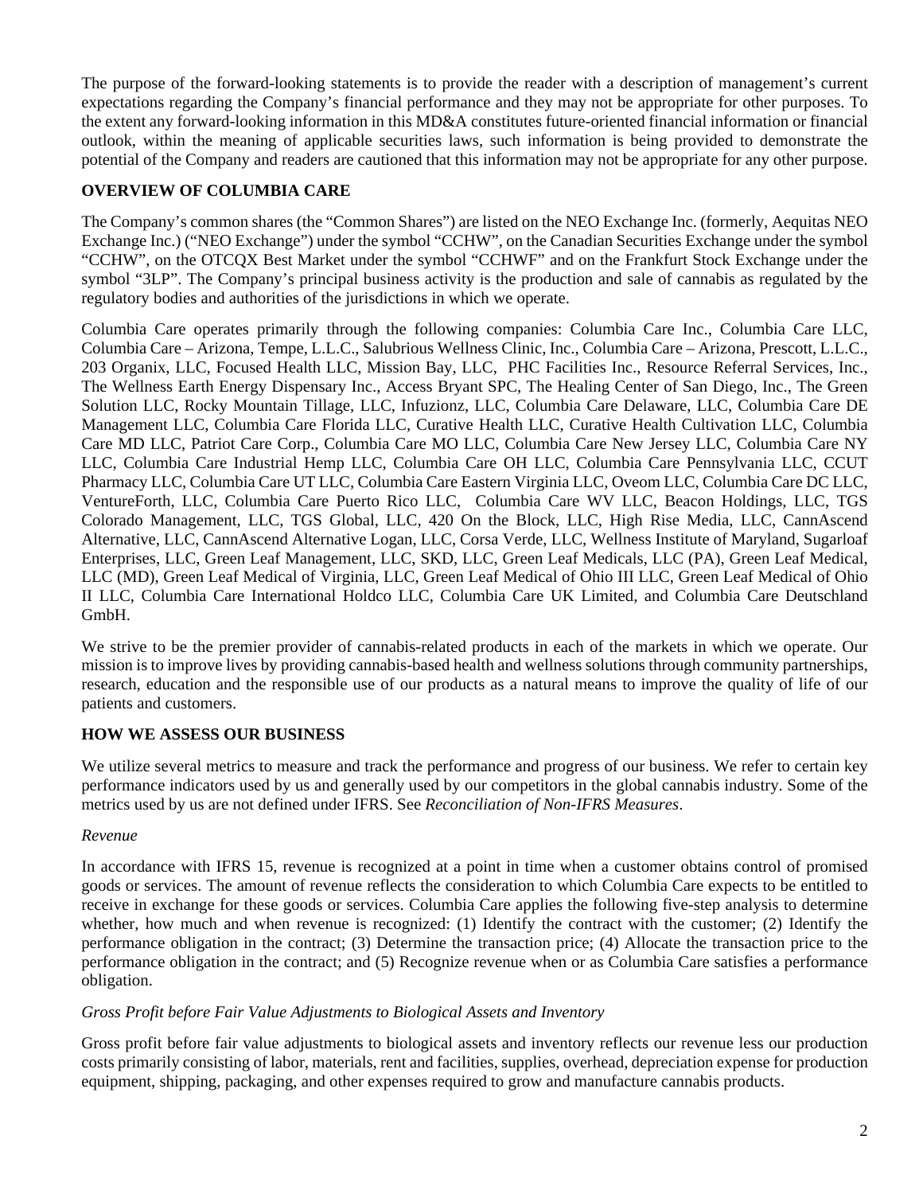The purpose of the forward-looking statements is to provide the reader with a description of management's current expectations regarding the Company's financial performance and they may not be appropriate for other purposes. To the extent any forward-looking information in this MD&A constitutes future-oriented financial information or financial outlook, within the meaning of applicable securities laws, such information is being provided to demonstrate the potential of the Company and readers are cautioned that this information may not be appropriate for any other purpose.

## OVERVIEW OF COLUMBIA CARE

The Company's common shares (the "Common Shares") are listed on the NEO Exchange Inc. (formerly, Aequitas NEO Exchange Inc.) ("NEO Exchange") under the symbol "CCHW", on the Canadian Securities Exchange under the symbol "CCHW", on the OTCQX Best Market under the symbol "CCHWF" and on the Frankfurt Stock Exchange under the symbol "3LP". The Company's principal business activity is the production and sale of cannabis as regulated by the regulatory bodies and authorities of the jurisdictions in which we operate.

Columbia Care operates primarily through the following companies: Columbia Care Inc., Columbia Care LLC, Columbia Care – Arizona, Tempe, L.L.C., Salubrious Wellness Clinic, Inc., Columbia Care – Arizona, Prescott, L.L.C., 203 Organix, LLC, Focused Health LLC, Mission Bay, LLC, PHC Facilities Inc., Resource Referral Services, Inc., The Wellness Earth Energy Dispensary Inc., Access Bryant SPC, The Healing Center of San Diego, Inc., The Green Solution LLC, Rocky Mountain Tillage, LLC, Infuzionz, LLC, Columbia Care Delaware, LLC, Columbia Care DE Management LLC, Columbia Care Florida LLC, Curative Health LLC, Curative Health Cultivation LLC, Columbia Care MD LLC, Patriot Care Corp., Columbia Care MO LLC, Columbia Care New Jersey LLC, Columbia Care NY LLC, Columbia Care Industrial Hemp LLC, Columbia Care OH LLC, Columbia Care Pennsylvania LLC, CCUT Pharmacy LLC, Columbia Care UT LLC, Columbia Care Eastern Virginia LLC, Oveom LLC, Columbia Care DC LLC, VentureForth, LLC, Columbia Care Puerto Rico LLC, Columbia Care WV LLC, Beacon Holdings, LLC, TGS Colorado Management, LLC, TGS Global, LLC, 420 On the Block, LLC, High Rise Media, LLC, CannAscend Alternative, LLC, CannAscend Alternative Logan, LLC, Corsa Verde, LLC, Wellness Institute of Maryland, Sugarloaf Enterprises, LLC, Green Leaf Management, LLC, SKD, LLC, Green Leaf Medicals, LLC (PA), Green Leaf Medical, LLC (MD), Green Leaf Medical of Virginia, LLC, Green Leaf Medical of Ohio III LLC, Green Leaf Medical of Ohio II LLC, Columbia Care International Holdco LLC, Columbia Care UK Limited, and Columbia Care Deutschland GmbH.

We strive to be the premier provider of cannabis-related products in each of the markets in which we operate. Our mission is to improve lives by providing cannabis-based health and wellness solutions through community partnerships, research, education and the responsible use of our products as a natural means to improve the quality of life of our patients and customers.

## HOW WE ASSESS OUR BUSINESS

We utilize several metrics to measure and track the performance and progress of our business. We refer to certain key performance indicators used by us and generally used by our competitors in the global cannabis industry. Some of the metrics used by us are not defined under IFRS. See *Reconciliation of Non-IFRS Measures*.

*Revenue*

In accordance with IFRS 15, revenue is recognized at a point in time when a customer obtains control of promised goods or services. The amount of revenue reflects the consideration to which Columbia Care expects to be entitled to receive in exchange for these goods or services. Columbia Care applies the following five-step analysis to determine whether, how much and when revenue is recognized: (1) Identify the contract with the customer; (2) Identify the performance obligation in the contract; (3) Determine the transaction price; (4) Allocate the transaction price to the performance obligation in the contract; and (5) Recognize revenue when or as Columbia Care satisfies a performance obligation.

*Gross Profit before Fair Value Adjustments to Biological Assets and Inventory*

Gross profit before fair value adjustments to biological assets and inventory reflects our revenue less our production costs primarily consisting of labor, materials, rent and facilities, supplies, overhead, depreciation expense for production equipment, shipping, packaging, and other expenses required to grow and manufacture cannabis products.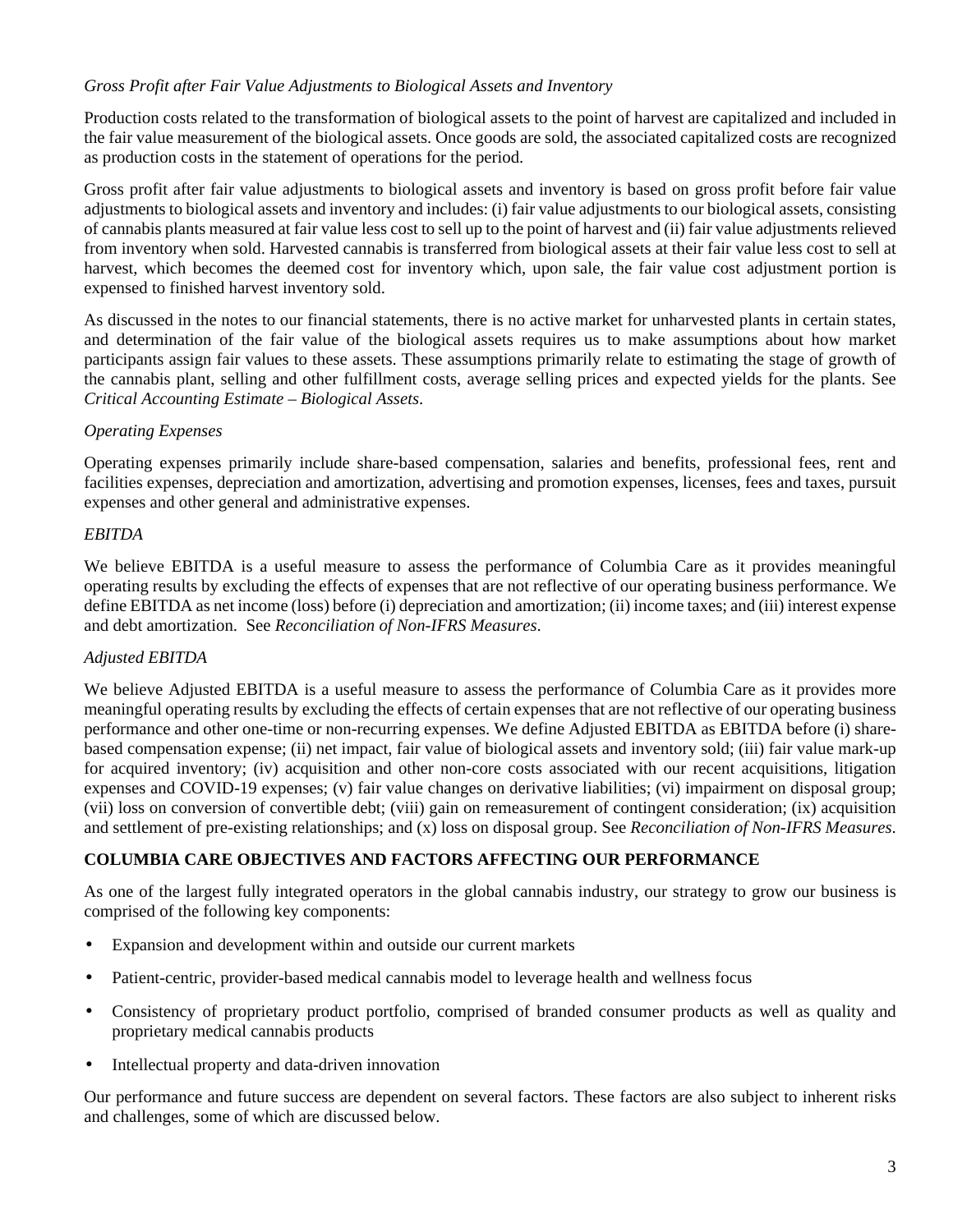*Gross Profit after Fair Value Adjustments to Biological Assets and Inventory*

Production costs related to the transformation of biological assets to the point of harvest are capitalized and included in the fair value measurement of the biological assets. Once goods are sold, the associated capitalized costs are recognized as production costs in the statement of operations for the period.

Gross profit after fair value adjustments to biological assets and inventory is based on gross profit before fair value adjustments to biological assets and inventory and includes: (i) fair value adjustments to our biological assets, consisting of cannabis plants measured at fair value less cost to sell up to the point of harvest and (ii) fair value adjustments relieved from inventory when sold. Harvested cannabis is transferred from biological assets at their fair value less cost to sell at harvest, which becomes the deemed cost for inventory which, upon sale, the fair value cost adjustment portion is expensed to finished harvest inventory sold.

As discussed in the notes to our financial statements, there is no active market for unharvested plants in certain states, and determination of the fair value of the biological assets requires us to make assumptions about how market participants assign fair values to these assets. These assumptions primarily relate to estimating the stage of growth of the cannabis plant, selling and other fulfillment costs, average selling prices and expected yields for the plants. See *Critical Accounting Estimate – Biological Assets*.

*Operating Expenses*

Operating expenses primarily include share-based compensation, salaries and benefits, professional fees, rent and facilities expenses, depreciation and amortization, advertising and promotion expenses, licenses, fees and taxes, pursuit expenses and other general and administrative expenses.

*EBITDA*

We believe EBITDA is a useful measure to assess the performance of Columbia Care as it provides meaningful operating results by excluding the effects of expenses that are not reflective of our operating business performance. We define EBITDA as net income (loss) before (i) depreciation and amortization; (ii) income taxes; and (iii) interest expense and debt amortization. See *Reconciliation of Non-IFRS Measures*.

*Adjusted EBITDA*

We believe Adjusted EBITDA is a useful measure to assess the performance of Columbia Care as it provides more meaningful operating results by excluding the effects of certain expenses that are not reflective of our operating business performance and other one-time or non-recurring expenses. We define Adjusted EBITDA as EBITDA before (i) share-based compensation expense; (ii) net impact, fair value of biological assets and inventory sold; (iii) fair value mark-up for acquired inventory; (iv) acquisition and other non-core costs associated with our recent acquisitions, litigation expenses and COVID-19 expenses; (v) fair value changes on derivative liabilities; (vi) impairment on disposal group; (vii) loss on conversion of convertible debt; (viii) gain on remeasurement of contingent consideration; (ix) acquisition and settlement of pre-existing relationships; and (x) loss on disposal group. See *Reconciliation of Non-IFRS Measures*.

## COLUMBIA CARE OBJECTIVES AND FACTORS AFFECTING OUR PERFORMANCE

As one of the largest fully integrated operators in the global cannabis industry, our strategy to grow our business is comprised of the following key components:

- Expansion and development within and outside our current markets
- Patient-centric, provider-based medical cannabis model to leverage health and wellness focus
- Consistency of proprietary product portfolio, comprised of branded consumer products as well as quality and proprietary medical cannabis products
- Intellectual property and data-driven innovation

Our performance and future success are dependent on several factors. These factors are also subject to inherent risks and challenges, some of which are discussed below.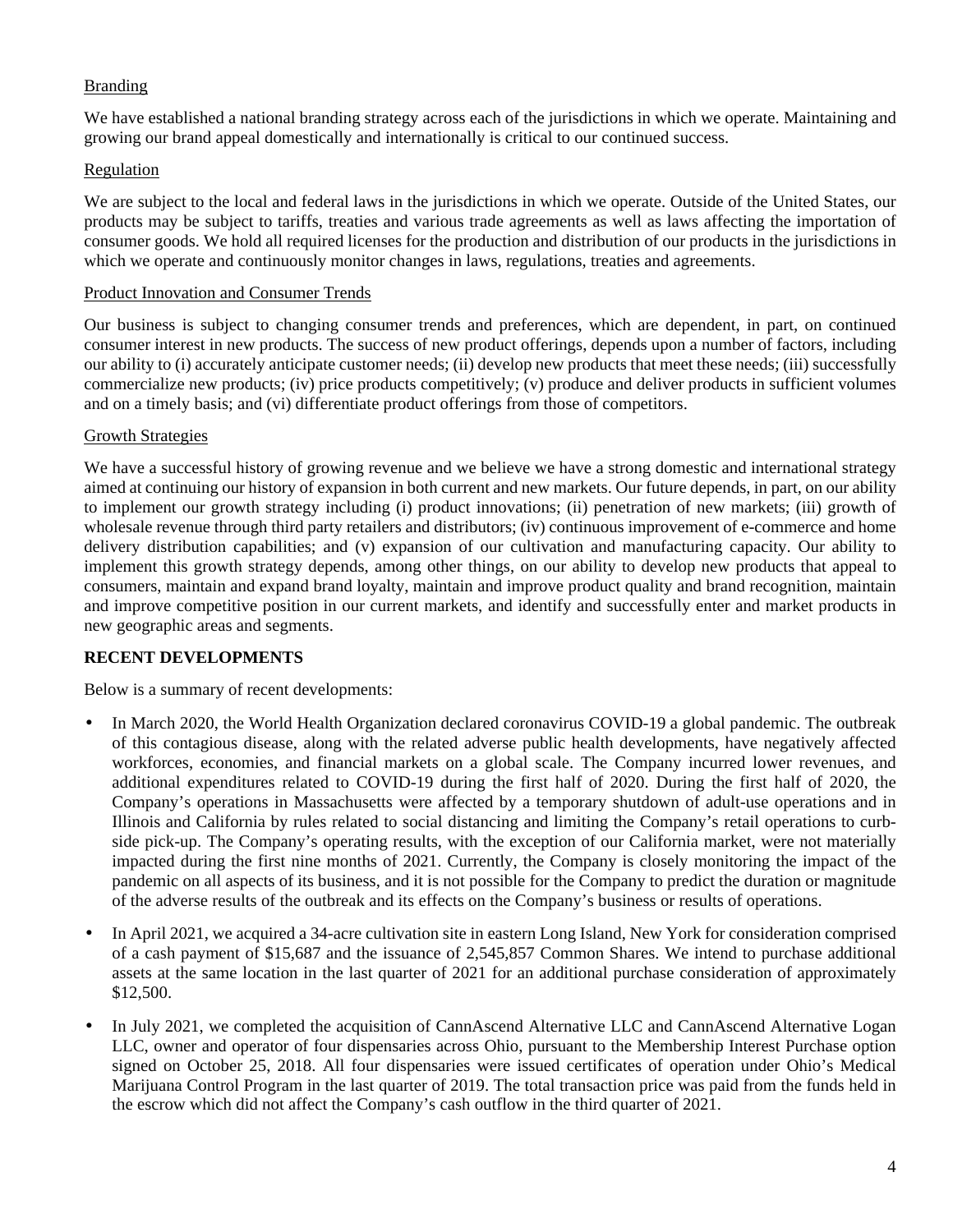Branding

We have established a national branding strategy across each of the jurisdictions in which we operate. Maintaining and growing our brand appeal domestically and internationally is critical to our continued success.

Regulation

We are subject to the local and federal laws in the jurisdictions in which we operate. Outside of the United States, our products may be subject to tariffs, treaties and various trade agreements as well as laws affecting the importation of consumer goods. We hold all required licenses for the production and distribution of our products in the jurisdictions in which we operate and continuously monitor changes in laws, regulations, treaties and agreements.

Product Innovation and Consumer Trends

Our business is subject to changing consumer trends and preferences, which are dependent, in part, on continued consumer interest in new products. The success of new product offerings, depends upon a number of factors, including our ability to (i) accurately anticipate customer needs; (ii) develop new products that meet these needs; (iii) successfully commercialize new products; (iv) price products competitively; (v) produce and deliver products in sufficient volumes and on a timely basis; and (vi) differentiate product offerings from those of competitors.

Growth Strategies

We have a successful history of growing revenue and we believe we have a strong domestic and international strategy aimed at continuing our history of expansion in both current and new markets. Our future depends, in part, on our ability to implement our growth strategy including (i) product innovations; (ii) penetration of new markets; (iii) growth of wholesale revenue through third party retailers and distributors; (iv) continuous improvement of e-commerce and home delivery distribution capabilities; and (v) expansion of our cultivation and manufacturing capacity. Our ability to implement this growth strategy depends, among other things, on our ability to develop new products that appeal to consumers, maintain and expand brand loyalty, maintain and improve product quality and brand recognition, maintain and improve competitive position in our current markets, and identify and successfully enter and market products in new geographic areas and segments.

**RECENT DEVELOPMENTS**

Below is a summary of recent developments:

- In March 2020, the World Health Organization declared coronavirus COVID-19 a global pandemic. The outbreak of this contagious disease, along with the related adverse public health developments, have negatively affected workforces, economies, and financial markets on a global scale. The Company incurred lower revenues, and additional expenditures related to COVID-19 during the first half of 2020. During the first half of 2020, the Company's operations in Massachusetts were affected by a temporary shutdown of adult-use operations and in Illinois and California by rules related to social distancing and limiting the Company's retail operations to curb-side pick-up. The Company's operating results, with the exception of our California market, were not materially impacted during the first nine months of 2021. Currently, the Company is closely monitoring the impact of the pandemic on all aspects of its business, and it is not possible for the Company to predict the duration or magnitude of the adverse results of the outbreak and its effects on the Company's business or results of operations.
- In April 2021, we acquired a 34-acre cultivation site in eastern Long Island, New York for consideration comprised of a cash payment of $15,687 and the issuance of 2,545,857 Common Shares. We intend to purchase additional assets at the same location in the last quarter of 2021 for an additional purchase consideration of approximately $12,500.
- In July 2021, we completed the acquisition of CannAscend Alternative LLC and CannAscend Alternative Logan LLC, owner and operator of four dispensaries across Ohio, pursuant to the Membership Interest Purchase option signed on October 25, 2018. All four dispensaries were issued certificates of operation under Ohio's Medical Marijuana Control Program in the last quarter of 2019. The total transaction price was paid from the funds held in the escrow which did not affect the Company's cash outflow in the third quarter of 2021.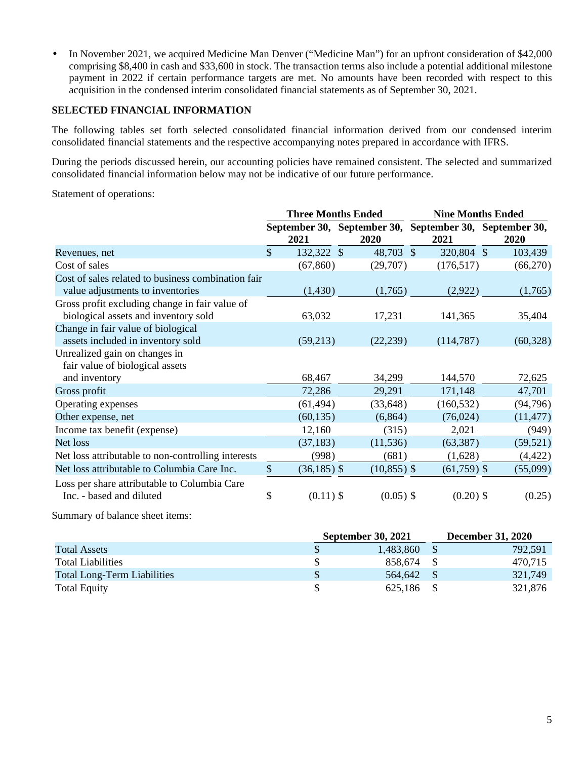- In November 2021, we acquired Medicine Man Denver ("Medicine Man") for an upfront consideration of $42,000 comprising $8,400 in cash and $33,600 in stock. The transaction terms also include a potential additional milestone payment in 2022 if certain performance targets are met. No amounts have been recorded with respect to this acquisition in the condensed interim consolidated financial statements as of September 30, 2021.

## SELECTED FINANCIAL INFORMATION

The following tables set forth selected consolidated financial information derived from our condensed interim consolidated financial statements and the respective accompanying notes prepared in accordance with IFRS.

During the periods discussed herein, our accounting policies have remained consistent. The selected and summarized consolidated financial information below may not be indicative of our future performance.

Statement of operations:

| | Three Months Ended | | Nine Months Ended | |
|---|---|---|---|---|
| | September 30, 2021 | September 30, 2020 | September 30, 2021 | September 30, 2020 |
| Revenues, net | $ 132,322 | $ 48,703 | $ 320,804 | $ 103,439 |
| Cost of sales | (67,860) | (29,707) | (176,517) | (66,270) |
| Cost of sales related to business combination fair value adjustments to inventories | (1,430) | (1,765) | (2,922) | (1,765) |
| Gross profit excluding change in fair value of biological assets and inventory sold | 63,032 | 17,231 | 141,365 | 35,404 |
| Change in fair value of biological assets included in inventory sold | (59,213) | (22,239) | (114,787) | (60,328) |
| Unrealized gain on changes in fair value of biological assets and inventory | 68,467 | 34,299 | 144,570 | 72,625 |
| Gross profit | 72,286 | 29,291 | 171,148 | 47,701 |
| Operating expenses | (61,494) | (33,648) | (160,532) | (94,796) |
| Other expense, net | (60,135) | (6,864) | (76,024) | (11,477) |
| Income tax benefit (expense) | 12,160 | (315) | 2,021 | (949) |
| Net loss | (37,183) | (11,536) | (63,387) | (59,521) |
| Net loss attributable to non-controlling interests | (998) | (681) | (1,628) | (4,422) |
| Net loss attributable to Columbia Care Inc. | $ (36,185) | $ (10,855) | $ (61,759) | $ (55,099) |
| Loss per share attributable to Columbia Care Inc. - based and diluted | $ (0.11) | $ (0.05) | $ (0.20) | $ (0.25) |

Summary of balance sheet items:

| | September 30, 2021 | December 31, 2020 |
|---|---|---|
| Total Assets | $ 1,483,860 | $ 792,591 |
| Total Liabilities | $ 858,674 | $ 470,715 |
| Total Long-Term Liabilities | $ 564,642 | $ 321,749 |
| Total Equity | $ 625,186 | $ 321,876 |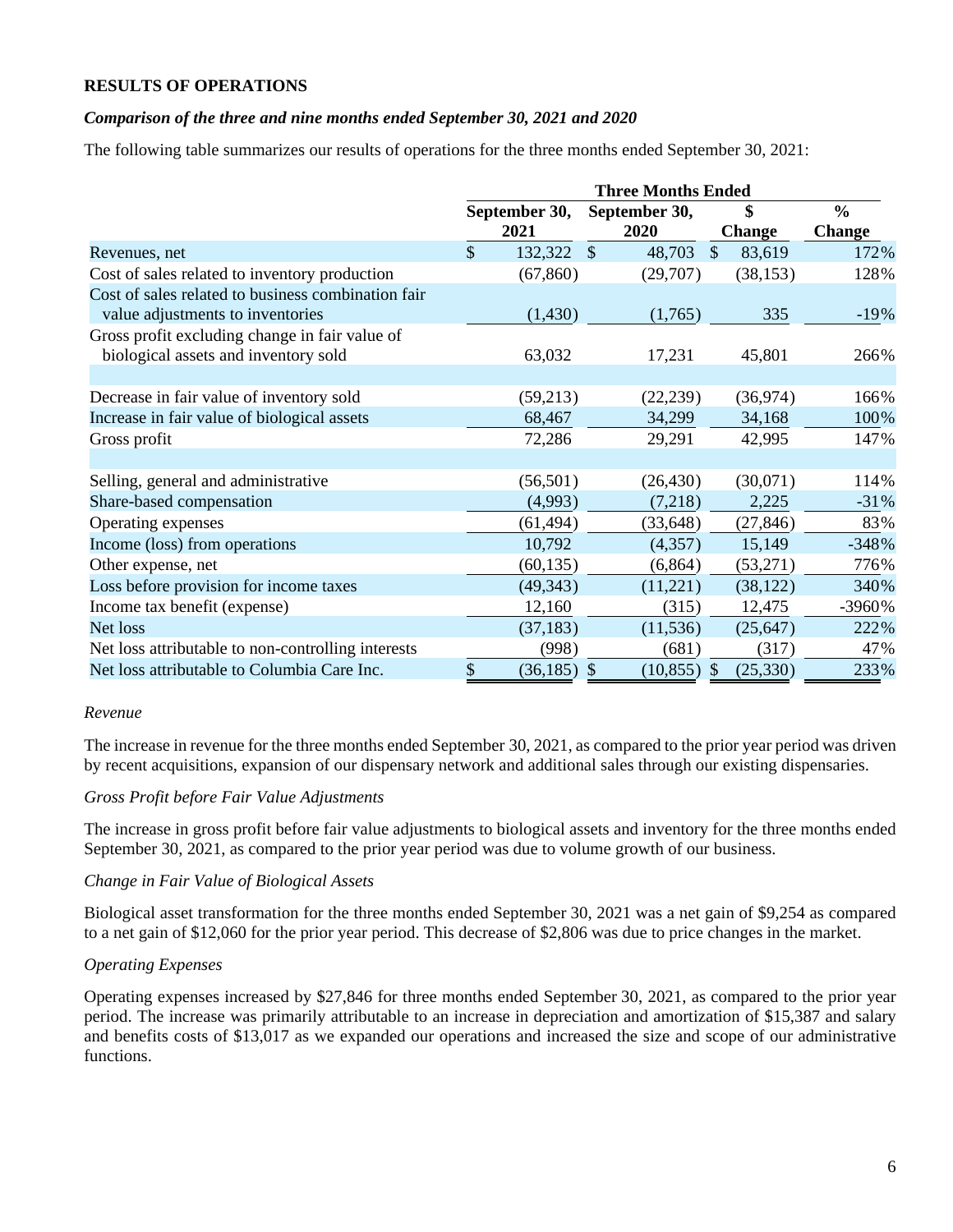**RESULTS OF OPERATIONS**

***Comparison of the three and nine months ended September 30, 2021 and 2020***

The following table summarizes our results of operations for the three months ended September 30, 2021:

| | Three Months Ended | | | |
|---|---|---|---|---|
| | September 30, 2021 | September 30, 2020 | $ Change | % Change |
| Revenues, net | $ 132,322 | $ 48,703 | $ 83,619 | 172% |
| Cost of sales related to inventory production | (67,860) | (29,707) | (38,153) | 128% |
| Cost of sales related to business combination fair value adjustments to inventories | (1,430) | (1,765) | 335 | -19% |
| Gross profit excluding change in fair value of biological assets and inventory sold | 63,032 | 17,231 | 45,801 | 266% |
| | | | | |
| Decrease in fair value of inventory sold | (59,213) | (22,239) | (36,974) | 166% |
| Increase in fair value of biological assets | 68,467 | 34,299 | 34,168 | 100% |
| Gross profit | 72,286 | 29,291 | 42,995 | 147% |
| | | | | |
| Selling, general and administrative | (56,501) | (26,430) | (30,071) | 114% |
| Share-based compensation | (4,993) | (7,218) | 2,225 | -31% |
| Operating expenses | (61,494) | (33,648) | (27,846) | 83% |
| Income (loss) from operations | 10,792 | (4,357) | 15,149 | -348% |
| Other expense, net | (60,135) | (6,864) | (53,271) | 776% |
| Loss before provision for income taxes | (49,343) | (11,221) | (38,122) | 340% |
| Income tax benefit (expense) | 12,160 | (315) | 12,475 | -3960% |
| Net loss | (37,183) | (11,536) | (25,647) | 222% |
| Net loss attributable to non-controlling interests | (998) | (681) | (317) | 47% |
| Net loss attributable to Columbia Care Inc. | $ (36,185) | $ (10,855) | $ (25,330) | 233% |

*Revenue*

The increase in revenue for the three months ended September 30, 2021, as compared to the prior year period was driven by recent acquisitions, expansion of our dispensary network and additional sales through our existing dispensaries.

*Gross Profit before Fair Value Adjustments*

The increase in gross profit before fair value adjustments to biological assets and inventory for the three months ended September 30, 2021, as compared to the prior year period was due to volume growth of our business.

*Change in Fair Value of Biological Assets*

Biological asset transformation for the three months ended September 30, 2021 was a net gain of $9,254 as compared to a net gain of $12,060 for the prior year period. This decrease of $2,806 was due to price changes in the market.

*Operating Expenses*

Operating expenses increased by $27,846 for three months ended September 30, 2021, as compared to the prior year period. The increase was primarily attributable to an increase in depreciation and amortization of $15,387 and salary and benefits costs of $13,017 as we expanded our operations and increased the size and scope of our administrative functions.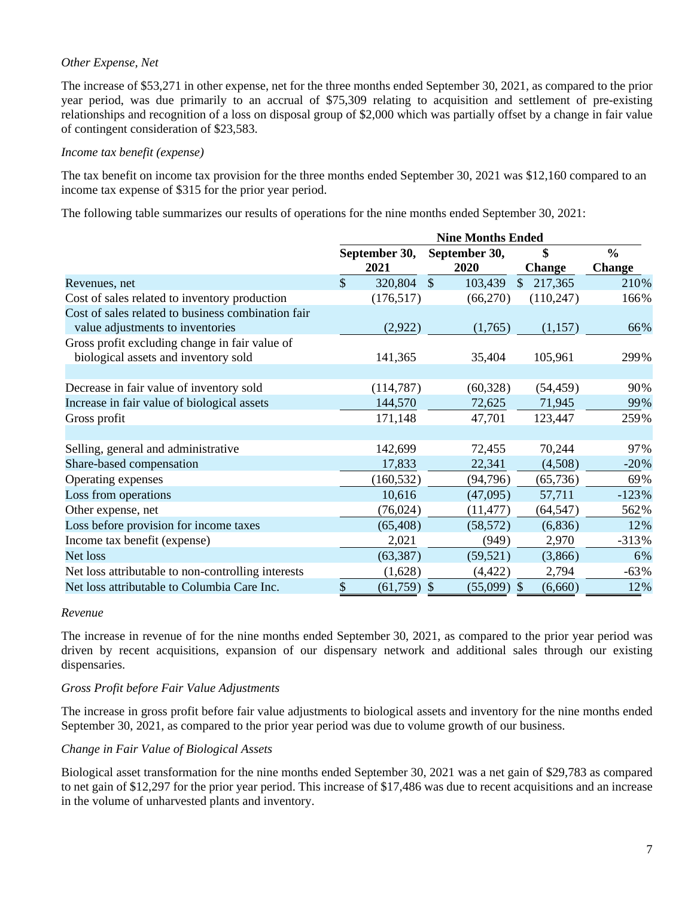*Other Expense, Net*

The increase of $53,271 in other expense, net for the three months ended September 30, 2021, as compared to the prior year period, was due primarily to an accrual of $75,309 relating to acquisition and settlement of pre-existing relationships and recognition of a loss on disposal group of $2,000 which was partially offset by a change in fair value of contingent consideration of $23,583.

*Income tax benefit (expense)*

The tax benefit on income tax provision for the three months ended September 30, 2021 was $12,160 compared to an income tax expense of $315 for the prior year period.

The following table summarizes our results of operations for the nine months ended September 30, 2021:

| | Nine Months Ended | | | |
|---|---|---|---|---|
| | September 30, 2021 | September 30, 2020 | $ Change | % Change |
| Revenues, net | $ 320,804 | $ 103,439 | $ 217,365 | 210% |
| Cost of sales related to inventory production | (176,517) | (66,270) | (110,247) | 166% |
| Cost of sales related to business combination fair value adjustments to inventories | (2,922) | (1,765) | (1,157) | 66% |
| Gross profit excluding change in fair value of biological assets and inventory sold | 141,365 | 35,404 | 105,961 | 299% |
| | | | | |
| Decrease in fair value of inventory sold | (114,787) | (60,328) | (54,459) | 90% |
| Increase in fair value of biological assets | 144,570 | 72,625 | 71,945 | 99% |
| Gross profit | 171,148 | 47,701 | 123,447 | 259% |
| | | | | |
| Selling, general and administrative | 142,699 | 72,455 | 70,244 | 97% |
| Share-based compensation | 17,833 | 22,341 | (4,508) | -20% |
| Operating expenses | (160,532) | (94,796) | (65,736) | 69% |
| Loss from operations | 10,616 | (47,095) | 57,711 | -123% |
| Other expense, net | (76,024) | (11,477) | (64,547) | 562% |
| Loss before provision for income taxes | (65,408) | (58,572) | (6,836) | 12% |
| Income tax benefit (expense) | 2,021 | (949) | 2,970 | -313% |
| Net loss | (63,387) | (59,521) | (3,866) | 6% |
| Net loss attributable to non-controlling interests | (1,628) | (4,422) | 2,794 | -63% |
| Net loss attributable to Columbia Care Inc. | $ (61,759) | $ (55,099) | $ (6,660) | 12% |

*Revenue*

The increase in revenue of for the nine months ended September 30, 2021, as compared to the prior year period was driven by recent acquisitions, expansion of our dispensary network and additional sales through our existing dispensaries.

*Gross Profit before Fair Value Adjustments*

The increase in gross profit before fair value adjustments to biological assets and inventory for the nine months ended September 30, 2021, as compared to the prior year period was due to volume growth of our business.

*Change in Fair Value of Biological Assets*

Biological asset transformation for the nine months ended September 30, 2021 was a net gain of $29,783 as compared to net gain of $12,297 for the prior year period. This increase of $17,486 was due to recent acquisitions and an increase in the volume of unharvested plants and inventory.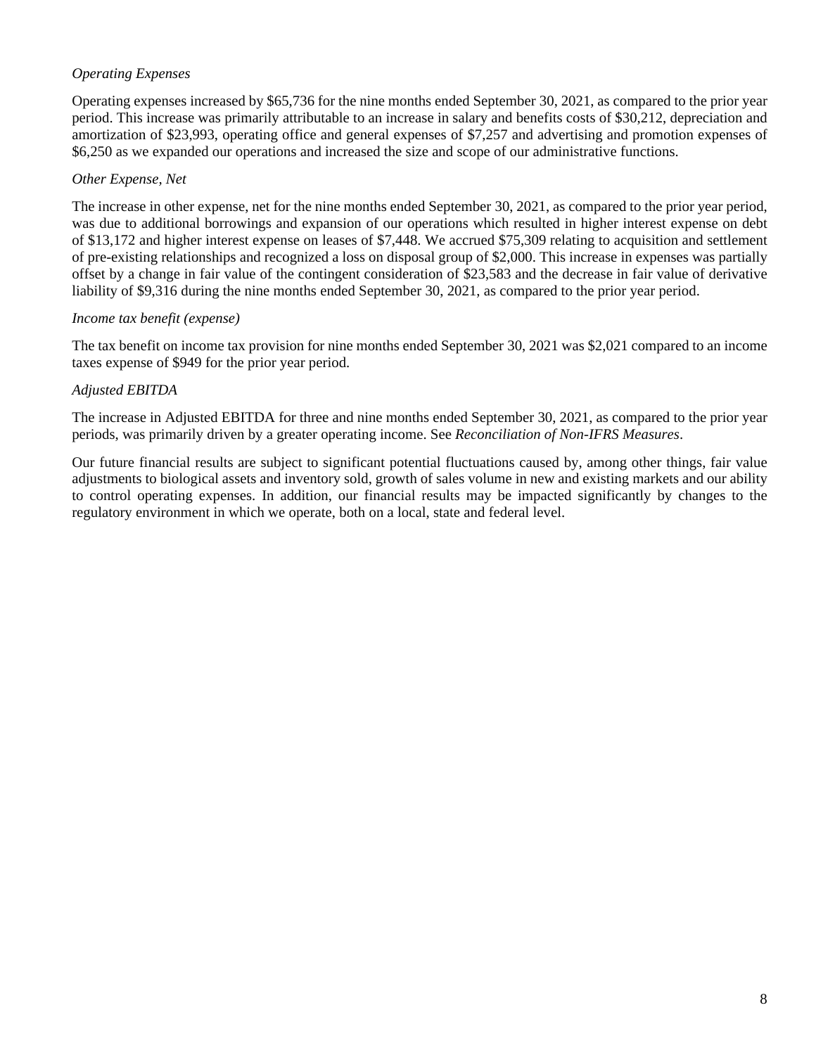*Operating Expenses*

Operating expenses increased by $65,736 for the nine months ended September 30, 2021, as compared to the prior year period. This increase was primarily attributable to an increase in salary and benefits costs of $30,212, depreciation and amortization of $23,993, operating office and general expenses of $7,257 and advertising and promotion expenses of $6,250 as we expanded our operations and increased the size and scope of our administrative functions.

*Other Expense, Net*

The increase in other expense, net for the nine months ended September 30, 2021, as compared to the prior year period, was due to additional borrowings and expansion of our operations which resulted in higher interest expense on debt of $13,172 and higher interest expense on leases of $7,448. We accrued $75,309 relating to acquisition and settlement of pre-existing relationships and recognized a loss on disposal group of $2,000. This increase in expenses was partially offset by a change in fair value of the contingent consideration of $23,583 and the decrease in fair value of derivative liability of $9,316 during the nine months ended September 30, 2021, as compared to the prior year period.

*Income tax benefit (expense)*

The tax benefit on income tax provision for nine months ended September 30, 2021 was $2,021 compared to an income taxes expense of $949 for the prior year period.

*Adjusted EBITDA*

The increase in Adjusted EBITDA for three and nine months ended September 30, 2021, as compared to the prior year periods, was primarily driven by a greater operating income. See *Reconciliation of Non-IFRS Measures*.

Our future financial results are subject to significant potential fluctuations caused by, among other things, fair value adjustments to biological assets and inventory sold, growth of sales volume in new and existing markets and our ability to control operating expenses. In addition, our financial results may be impacted significantly by changes to the regulatory environment in which we operate, both on a local, state and federal level.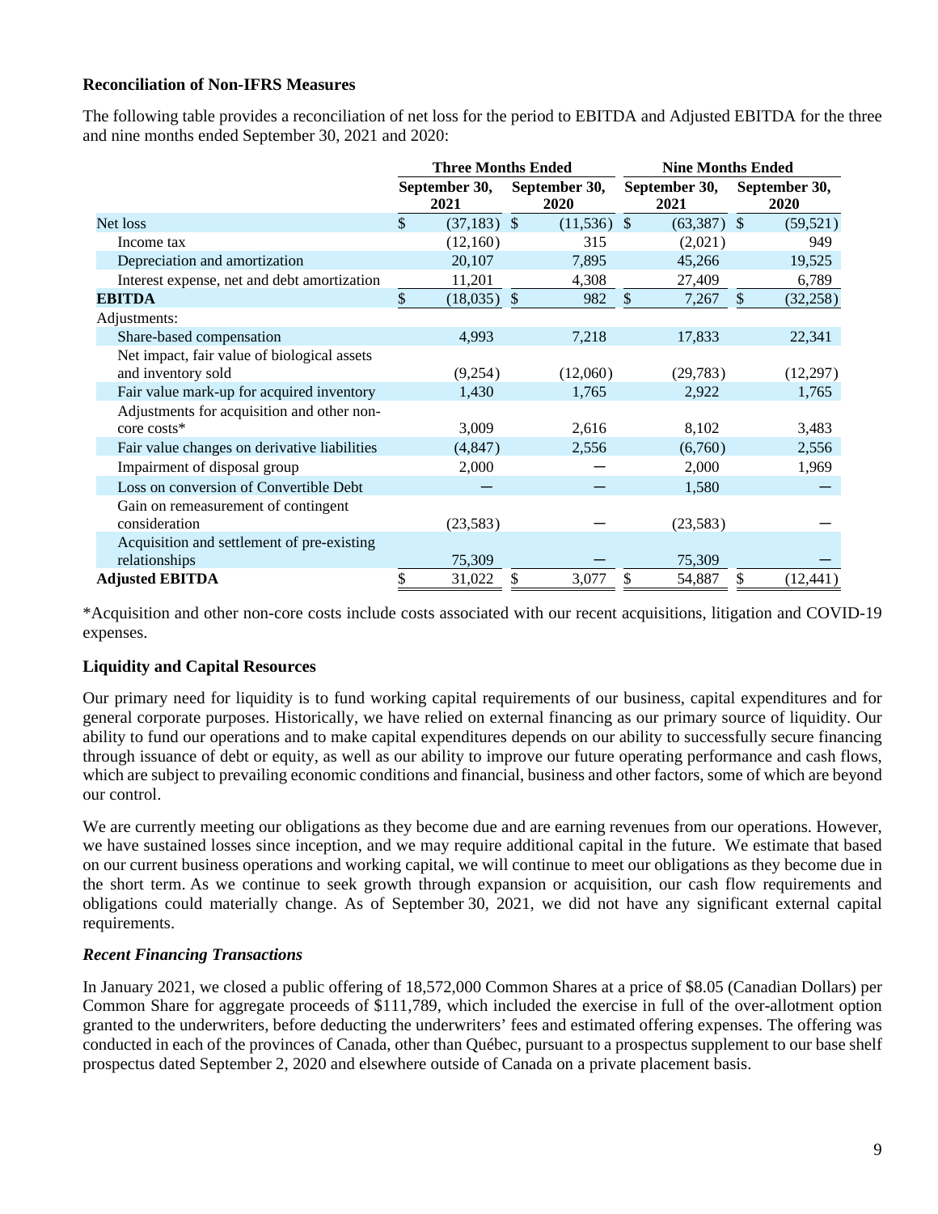### Reconciliation of Non-IFRS Measures

The following table provides a reconciliation of net loss for the period to EBITDA and Adjusted EBITDA for the three and nine months ended September 30, 2021 and 2020:

| | Three Months Ended | | Nine Months Ended | |
|---|---|---|---|---|
| | September 30, 2021 | September 30, 2020 | September 30, 2021 | September 30, 2020 |
| Net loss | $ (37,183) | $ (11,536) | $ (63,387) | $ (59,521) |
| Income tax | (12,160) | 315 | (2,021) | 949 |
| Depreciation and amortization | 20,107 | 7,895 | 45,266 | 19,525 |
| Interest expense, net and debt amortization | 11,201 | 4,308 | 27,409 | 6,789 |
| **EBITDA** | $ (18,035) | $ 982 | $ 7,267 | $ (32,258) |
| Adjustments: | | | | |
| Share-based compensation | 4,993 | 7,218 | 17,833 | 22,341 |
| Net impact, fair value of biological assets and inventory sold | (9,254) | (12,060) | (29,783) | (12,297) |
| Fair value mark-up for acquired inventory | 1,430 | 1,765 | 2,922 | 1,765 |
| Adjustments for acquisition and other non-core costs* | 3,009 | 2,616 | 8,102 | 3,483 |
| Fair value changes on derivative liabilities | (4,847) | 2,556 | (6,760) | 2,556 |
| Impairment of disposal group | 2,000 | — | 2,000 | 1,969 |
| Loss on conversion of Convertible Debt | — | — | 1,580 | — |
| Gain on remeasurement of contingent consideration | (23,583) | — | (23,583) | — |
| Acquisition and settlement of pre-existing relationships | 75,309 | — | 75,309 | — |
| **Adjusted EBITDA** | $ 31,022 | $ 3,077 | $ 54,887 | $ (12,441) |

*Acquisition and other non-core costs include costs associated with our recent acquisitions, litigation and COVID-19 expenses.

### Liquidity and Capital Resources

Our primary need for liquidity is to fund working capital requirements of our business, capital expenditures and for general corporate purposes. Historically, we have relied on external financing as our primary source of liquidity. Our ability to fund our operations and to make capital expenditures depends on our ability to successfully secure financing through issuance of debt or equity, as well as our ability to improve our future operating performance and cash flows, which are subject to prevailing economic conditions and financial, business and other factors, some of which are beyond our control.

We are currently meeting our obligations as they become due and are earning revenues from our operations. However, we have sustained losses since inception, and we may require additional capital in the future. We estimate that based on our current business operations and working capital, we will continue to meet our obligations as they become due in the short term. As we continue to seek growth through expansion or acquisition, our cash flow requirements and obligations could materially change. As of September 30, 2021, we did not have any significant external capital requirements.

#### *Recent Financing Transactions*

In January 2021, we closed a public offering of 18,572,000 Common Shares at a price of $8.05 (Canadian Dollars) per Common Share for aggregate proceeds of $111,789, which included the exercise in full of the over-allotment option granted to the underwriters, before deducting the underwriters' fees and estimated offering expenses. The offering was conducted in each of the provinces of Canada, other than Québec, pursuant to a prospectus supplement to our base shelf prospectus dated September 2, 2020 and elsewhere outside of Canada on a private placement basis.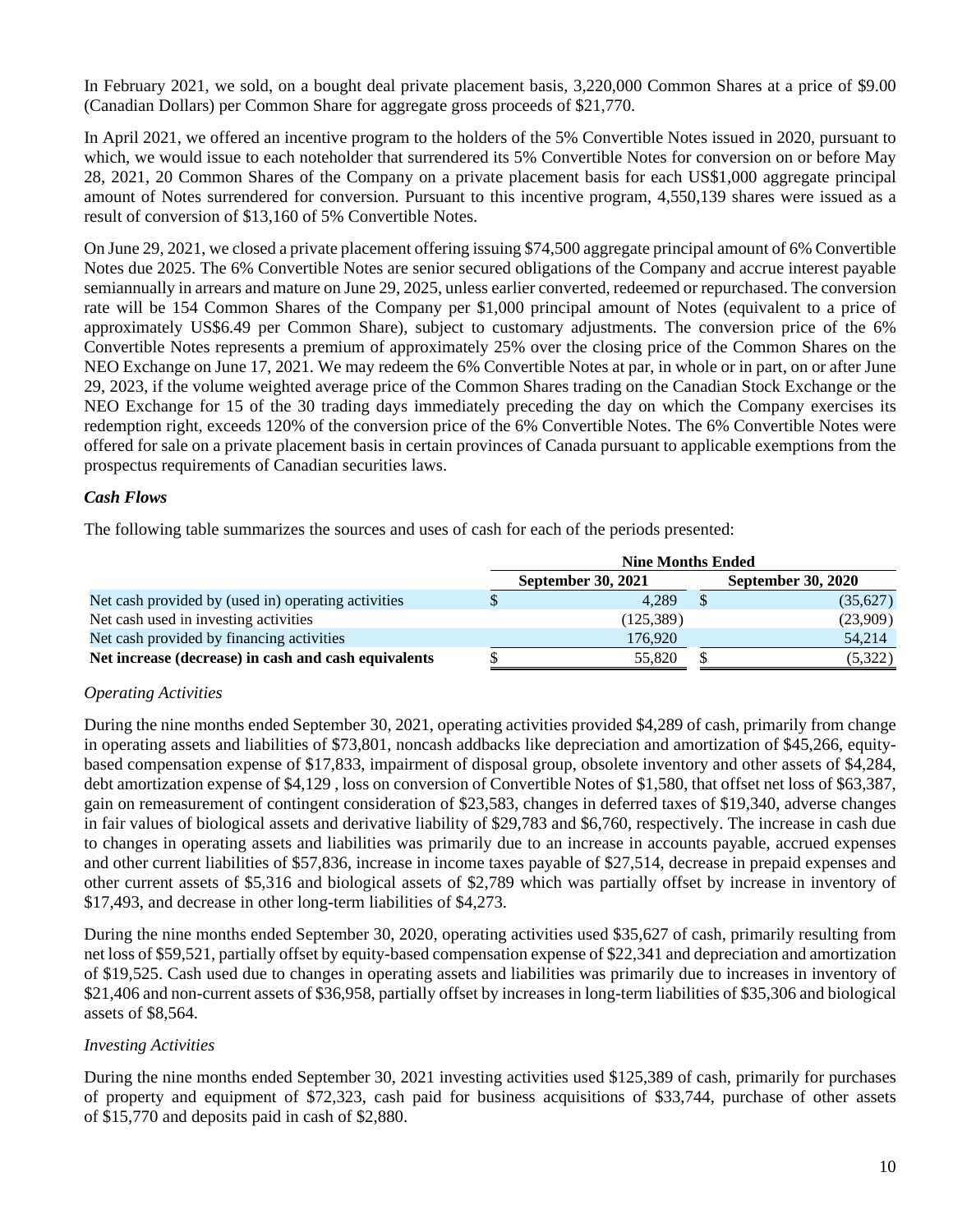In February 2021, we sold, on a bought deal private placement basis, 3,220,000 Common Shares at a price of $9.00 (Canadian Dollars) per Common Share for aggregate gross proceeds of $21,770.

In April 2021, we offered an incentive program to the holders of the 5% Convertible Notes issued in 2020, pursuant to which, we would issue to each noteholder that surrendered its 5% Convertible Notes for conversion on or before May 28, 2021, 20 Common Shares of the Company on a private placement basis for each US$1,000 aggregate principal amount of Notes surrendered for conversion. Pursuant to this incentive program, 4,550,139 shares were issued as a result of conversion of $13,160 of 5% Convertible Notes.

On June 29, 2021, we closed a private placement offering issuing $74,500 aggregate principal amount of 6% Convertible Notes due 2025. The 6% Convertible Notes are senior secured obligations of the Company and accrue interest payable semiannually in arrears and mature on June 29, 2025, unless earlier converted, redeemed or repurchased. The conversion rate will be 154 Common Shares of the Company per $1,000 principal amount of Notes (equivalent to a price of approximately US$6.49 per Common Share), subject to customary adjustments. The conversion price of the 6% Convertible Notes represents a premium of approximately 25% over the closing price of the Common Shares on the NEO Exchange on June 17, 2021. We may redeem the 6% Convertible Notes at par, in whole or in part, on or after June 29, 2023, if the volume weighted average price of the Common Shares trading on the Canadian Stock Exchange or the NEO Exchange for 15 of the 30 trading days immediately preceding the day on which the Company exercises its redemption right, exceeds 120% of the conversion price of the 6% Convertible Notes. The 6% Convertible Notes were offered for sale on a private placement basis in certain provinces of Canada pursuant to applicable exemptions from the prospectus requirements of Canadian securities laws.

### *Cash Flows*

The following table summarizes the sources and uses of cash for each of the periods presented:

| | Nine Months Ended | |
|---|---|---|
| | September 30, 2021 | September 30, 2020 |
| Net cash provided by (used in) operating activities | $ 4,289 | $ (35,627) |
| Net cash used in investing activities | (125,389) | (23,909) |
| Net cash provided by financing activities | 176,920 | 54,214 |
| **Net increase (decrease) in cash and cash equivalents** | $ 55,820 | $ (5,322) |

*Operating Activities*

During the nine months ended September 30, 2021, operating activities provided $4,289 of cash, primarily from change in operating assets and liabilities of $73,801, noncash addbacks like depreciation and amortization of $45,266, equity-based compensation expense of $17,833, impairment of disposal group, obsolete inventory and other assets of $4,284, debt amortization expense of $4,129 , loss on conversion of Convertible Notes of $1,580, that offset net loss of $63,387, gain on remeasurement of contingent consideration of $23,583, changes in deferred taxes of $19,340, adverse changes in fair values of biological assets and derivative liability of $29,783 and $6,760, respectively. The increase in cash due to changes in operating assets and liabilities was primarily due to an increase in accounts payable, accrued expenses and other current liabilities of $57,836, increase in income taxes payable of $27,514, decrease in prepaid expenses and other current assets of $5,316 and biological assets of $2,789 which was partially offset by increase in inventory of $17,493, and decrease in other long-term liabilities of $4,273.

During the nine months ended September 30, 2020, operating activities used $35,627 of cash, primarily resulting from net loss of $59,521, partially offset by equity-based compensation expense of $22,341 and depreciation and amortization of $19,525. Cash used due to changes in operating assets and liabilities was primarily due to increases in inventory of $21,406 and non-current assets of $36,958, partially offset by increases in long-term liabilities of $35,306 and biological assets of $8,564.

*Investing Activities*

During the nine months ended September 30, 2021 investing activities used $125,389 of cash, primarily for purchases of property and equipment of $72,323, cash paid for business acquisitions of $33,744, purchase of other assets of $15,770 and deposits paid in cash of $2,880.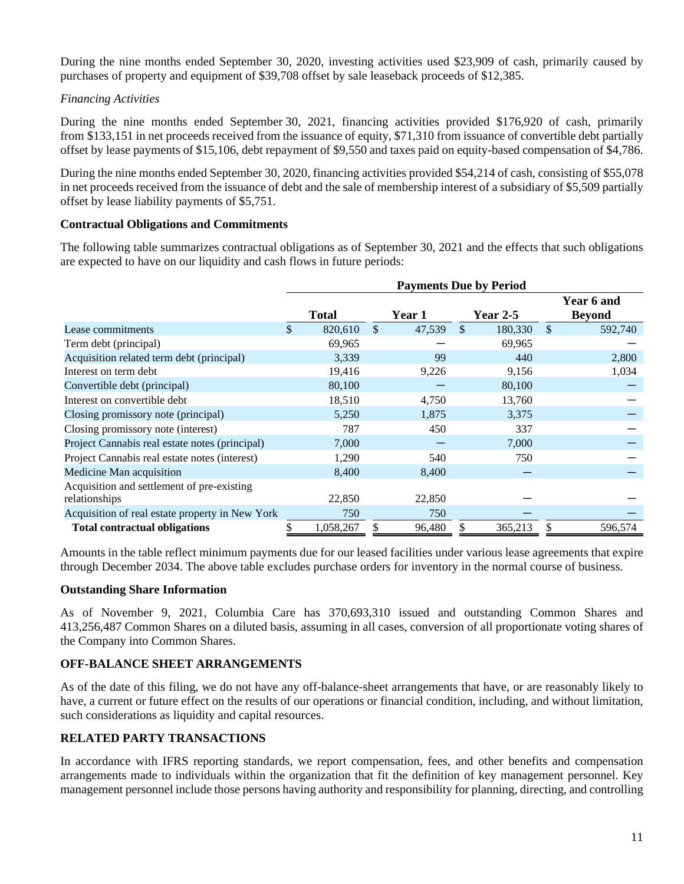During the nine months ended September 30, 2020, investing activities used $23,909 of cash, primarily caused by purchases of property and equipment of $39,708 offset by sale leaseback proceeds of $12,385.

*Financing Activities*

During the nine months ended September 30, 2021, financing activities provided $176,920 of cash, primarily from $133,151 in net proceeds received from the issuance of equity, $71,310 from issuance of convertible debt partially offset by lease payments of $15,106, debt repayment of $9,550 and taxes paid on equity-based compensation of $4,786.

During the nine months ended September 30, 2020, financing activities provided $54,214 of cash, consisting of $55,078 in net proceeds received from the issuance of debt and the sale of membership interest of a subsidiary of $5,509 partially offset by lease liability payments of $5,751.

**Contractual Obligations and Commitments**

The following table summarizes contractual obligations as of September 30, 2021 and the effects that such obligations are expected to have on our liquidity and cash flows in future periods:

| | Payments Due by Period | | | |
|---|---|---|---|---|
| | **Total** | **Year 1** | **Year 2-5** | **Year 6 and Beyond** |
| Lease commitments | $ 820,610 | $ 47,539 | $ 180,330 | $ 592,740 |
| Term debt (principal) | 69,965 | — | 69,965 | — |
| Acquisition related term debt (principal) | 3,339 | 99 | 440 | 2,800 |
| Interest on term debt | 19,416 | 9,226 | 9,156 | 1,034 |
| Convertible debt (principal) | 80,100 | — | 80,100 | — |
| Interest on convertible debt | 18,510 | 4,750 | 13,760 | — |
| Closing promissory note (principal) | 5,250 | 1,875 | 3,375 | — |
| Closing promissory note (interest) | 787 | 450 | 337 | — |
| Project Cannabis real estate notes (principal) | 7,000 | — | 7,000 | — |
| Project Cannabis real estate notes (interest) | 1,290 | 540 | 750 | — |
| Medicine Man acquisition | 8,400 | 8,400 | — | — |
| Acquisition and settlement of pre-existing relationships | 22,850 | 22,850 | — | — |
| Acquisition of real estate property in New York | 750 | 750 | — | — |
| **Total contractual obligations** | $ 1,058,267 | $ 96,480 | $ 365,213 | $ 596,574 |

Amounts in the table reflect minimum payments due for our leased facilities under various lease agreements that expire through December 2034. The above table excludes purchase orders for inventory in the normal course of business.

**Outstanding Share Information**

As of November 9, 2021, Columbia Care has 370,693,310 issued and outstanding Common Shares and 413,256,487 Common Shares on a diluted basis, assuming in all cases, conversion of all proportionate voting shares of the Company into Common Shares.

**OFF-BALANCE SHEET ARRANGEMENTS**

As of the date of this filing, we do not have any off-balance-sheet arrangements that have, or are reasonably likely to have, a current or future effect on the results of our operations or financial condition, including, and without limitation, such considerations as liquidity and capital resources.

**RELATED PARTY TRANSACTIONS**

In accordance with IFRS reporting standards, we report compensation, fees, and other benefits and compensation arrangements made to individuals within the organization that fit the definition of key management personnel. Key management personnel include those persons having authority and responsibility for planning, directing, and controlling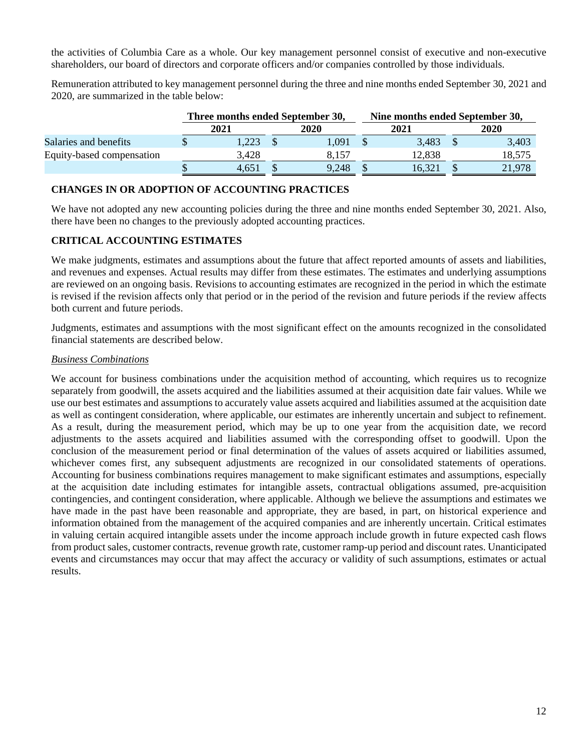the activities of Columbia Care as a whole. Our key management personnel consist of executive and non-executive shareholders, our board of directors and corporate officers and/or companies controlled by those individuals.

Remuneration attributed to key management personnel during the three and nine months ended September 30, 2021 and 2020, are summarized in the table below:

| | Three months ended September 30, | | Nine months ended September 30, | |
|---|---|---|---|---|
| | 2021 | 2020 | 2021 | 2020 |
| Salaries and benefits | $ 1,223 | $ 1,091 | $ 3,483 | $ 3,403 |
| Equity-based compensation | 3,428 | 8,157 | 12,838 | 18,575 |
| | $ 4,651 | $ 9,248 | $ 16,321 | $ 21,978 |

## CHANGES IN OR ADOPTION OF ACCOUNTING PRACTICES

We have not adopted any new accounting policies during the three and nine months ended September 30, 2021. Also, there have been no changes to the previously adopted accounting practices.

## CRITICAL ACCOUNTING ESTIMATES

We make judgments, estimates and assumptions about the future that affect reported amounts of assets and liabilities, and revenues and expenses. Actual results may differ from these estimates. The estimates and underlying assumptions are reviewed on an ongoing basis. Revisions to accounting estimates are recognized in the period in which the estimate is revised if the revision affects only that period or in the period of the revision and future periods if the review affects both current and future periods.

Judgments, estimates and assumptions with the most significant effect on the amounts recognized in the consolidated financial statements are described below.

*Business Combinations*

We account for business combinations under the acquisition method of accounting, which requires us to recognize separately from goodwill, the assets acquired and the liabilities assumed at their acquisition date fair values. While we use our best estimates and assumptions to accurately value assets acquired and liabilities assumed at the acquisition date as well as contingent consideration, where applicable, our estimates are inherently uncertain and subject to refinement. As a result, during the measurement period, which may be up to one year from the acquisition date, we record adjustments to the assets acquired and liabilities assumed with the corresponding offset to goodwill. Upon the conclusion of the measurement period or final determination of the values of assets acquired or liabilities assumed, whichever comes first, any subsequent adjustments are recognized in our consolidated statements of operations. Accounting for business combinations requires management to make significant estimates and assumptions, especially at the acquisition date including estimates for intangible assets, contractual obligations assumed, pre-acquisition contingencies, and contingent consideration, where applicable. Although we believe the assumptions and estimates we have made in the past have been reasonable and appropriate, they are based, in part, on historical experience and information obtained from the management of the acquired companies and are inherently uncertain. Critical estimates in valuing certain acquired intangible assets under the income approach include growth in future expected cash flows from product sales, customer contracts, revenue growth rate, customer ramp-up period and discount rates. Unanticipated events and circumstances may occur that may affect the accuracy or validity of such assumptions, estimates or actual results.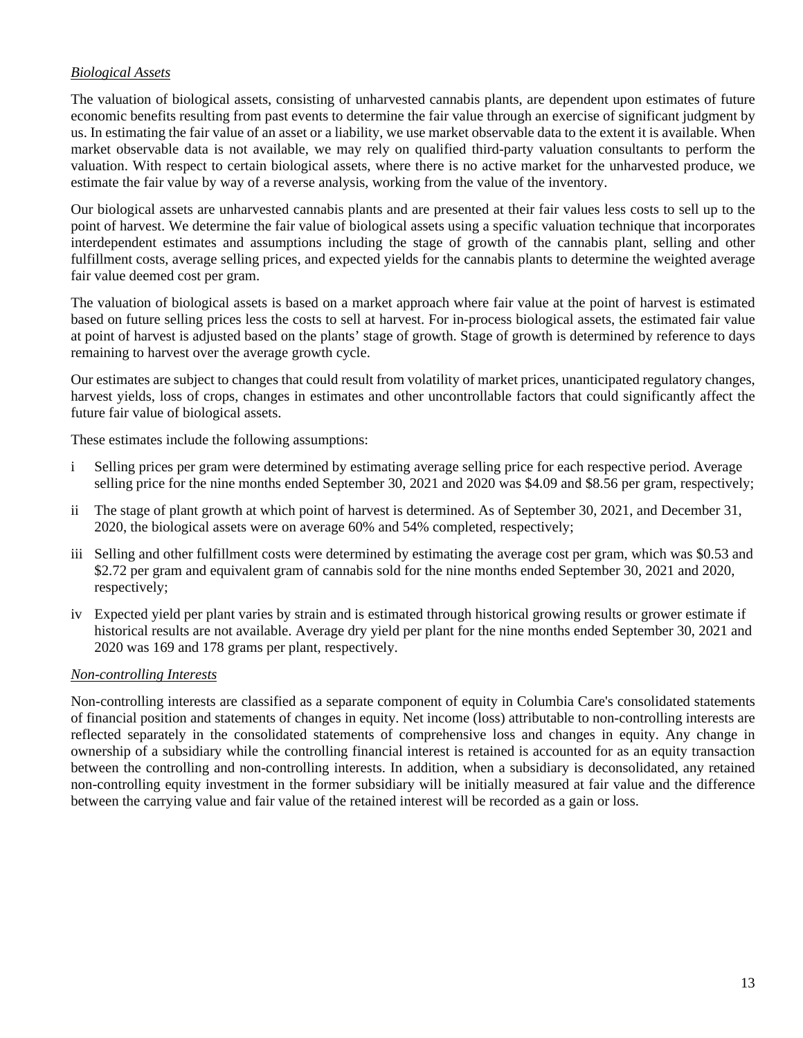*Biological Assets*

The valuation of biological assets, consisting of unharvested cannabis plants, are dependent upon estimates of future economic benefits resulting from past events to determine the fair value through an exercise of significant judgment by us. In estimating the fair value of an asset or a liability, we use market observable data to the extent it is available. When market observable data is not available, we may rely on qualified third-party valuation consultants to perform the valuation. With respect to certain biological assets, where there is no active market for the unharvested produce, we estimate the fair value by way of a reverse analysis, working from the value of the inventory.

Our biological assets are unharvested cannabis plants and are presented at their fair values less costs to sell up to the point of harvest. We determine the fair value of biological assets using a specific valuation technique that incorporates interdependent estimates and assumptions including the stage of growth of the cannabis plant, selling and other fulfillment costs, average selling prices, and expected yields for the cannabis plants to determine the weighted average fair value deemed cost per gram.

The valuation of biological assets is based on a market approach where fair value at the point of harvest is estimated based on future selling prices less the costs to sell at harvest. For in-process biological assets, the estimated fair value at point of harvest is adjusted based on the plants' stage of growth. Stage of growth is determined by reference to days remaining to harvest over the average growth cycle.

Our estimates are subject to changes that could result from volatility of market prices, unanticipated regulatory changes, harvest yields, loss of crops, changes in estimates and other uncontrollable factors that could significantly affect the future fair value of biological assets.

These estimates include the following assumptions:

i Selling prices per gram were determined by estimating average selling price for each respective period. Average selling price for the nine months ended September 30, 2021 and 2020 was $4.09 and $8.56 per gram, respectively;

ii The stage of plant growth at which point of harvest is determined. As of September 30, 2021, and December 31, 2020, the biological assets were on average 60% and 54% completed, respectively;

iii Selling and other fulfillment costs were determined by estimating the average cost per gram, which was $0.53 and $2.72 per gram and equivalent gram of cannabis sold for the nine months ended September 30, 2021 and 2020, respectively;

iv Expected yield per plant varies by strain and is estimated through historical growing results or grower estimate if historical results are not available. Average dry yield per plant for the nine months ended September 30, 2021 and 2020 was 169 and 178 grams per plant, respectively.

*Non-controlling Interests*

Non-controlling interests are classified as a separate component of equity in Columbia Care's consolidated statements of financial position and statements of changes in equity. Net income (loss) attributable to non-controlling interests are reflected separately in the consolidated statements of comprehensive loss and changes in equity. Any change in ownership of a subsidiary while the controlling financial interest is retained is accounted for as an equity transaction between the controlling and non-controlling interests. In addition, when a subsidiary is deconsolidated, any retained non-controlling equity investment in the former subsidiary will be initially measured at fair value and the difference between the carrying value and fair value of the retained interest will be recorded as a gain or loss.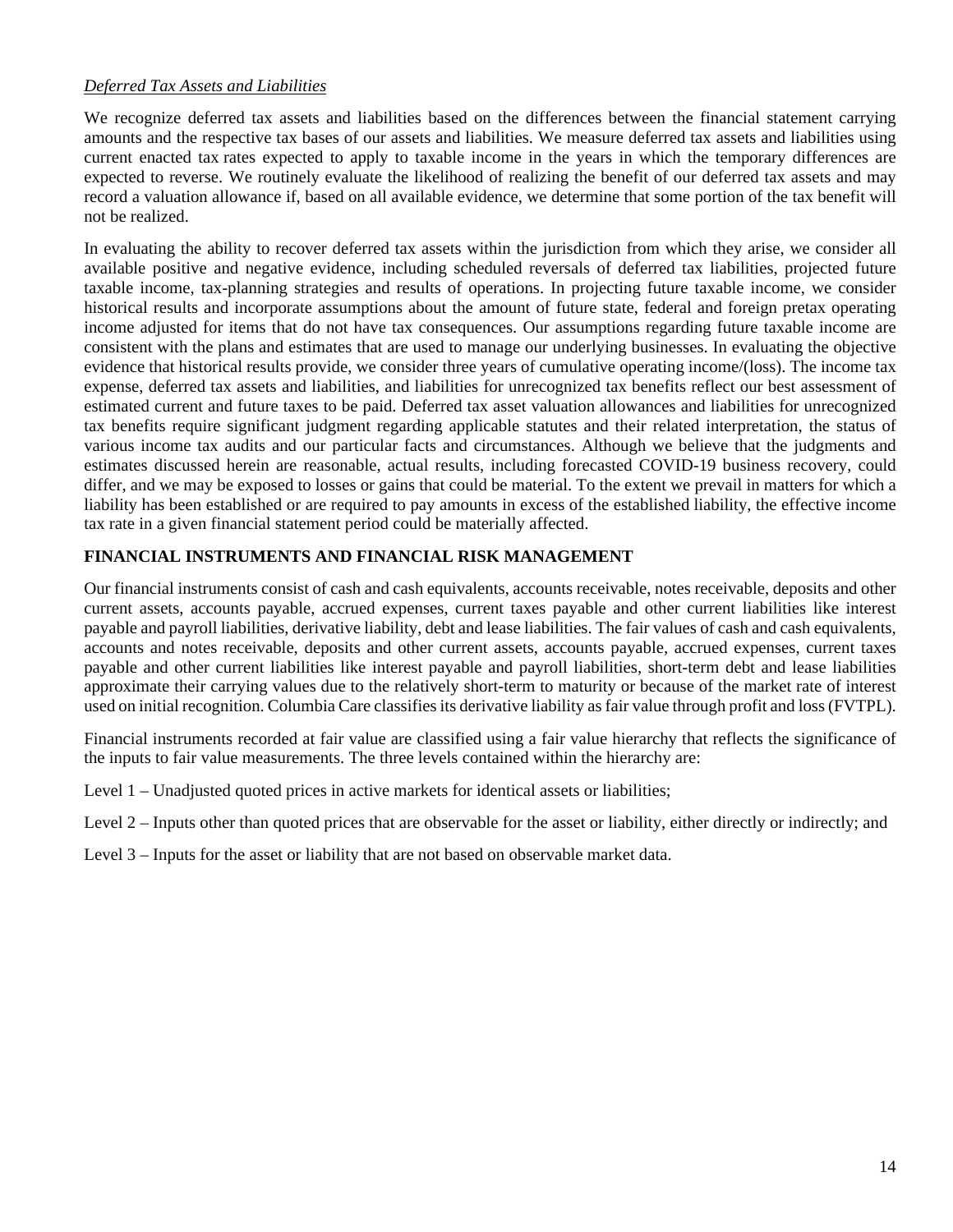*Deferred Tax Assets and Liabilities*

We recognize deferred tax assets and liabilities based on the differences between the financial statement carrying amounts and the respective tax bases of our assets and liabilities. We measure deferred tax assets and liabilities using current enacted tax rates expected to apply to taxable income in the years in which the temporary differences are expected to reverse. We routinely evaluate the likelihood of realizing the benefit of our deferred tax assets and may record a valuation allowance if, based on all available evidence, we determine that some portion of the tax benefit will not be realized.

In evaluating the ability to recover deferred tax assets within the jurisdiction from which they arise, we consider all available positive and negative evidence, including scheduled reversals of deferred tax liabilities, projected future taxable income, tax-planning strategies and results of operations. In projecting future taxable income, we consider historical results and incorporate assumptions about the amount of future state, federal and foreign pretax operating income adjusted for items that do not have tax consequences. Our assumptions regarding future taxable income are consistent with the plans and estimates that are used to manage our underlying businesses. In evaluating the objective evidence that historical results provide, we consider three years of cumulative operating income/(loss). The income tax expense, deferred tax assets and liabilities, and liabilities for unrecognized tax benefits reflect our best assessment of estimated current and future taxes to be paid. Deferred tax asset valuation allowances and liabilities for unrecognized tax benefits require significant judgment regarding applicable statutes and their related interpretation, the status of various income tax audits and our particular facts and circumstances. Although we believe that the judgments and estimates discussed herein are reasonable, actual results, including forecasted COVID-19 business recovery, could differ, and we may be exposed to losses or gains that could be material. To the extent we prevail in matters for which a liability has been established or are required to pay amounts in excess of the established liability, the effective income tax rate in a given financial statement period could be materially affected.

**FINANCIAL INSTRUMENTS AND FINANCIAL RISK MANAGEMENT**

Our financial instruments consist of cash and cash equivalents, accounts receivable, notes receivable, deposits and other current assets, accounts payable, accrued expenses, current taxes payable and other current liabilities like interest payable and payroll liabilities, derivative liability, debt and lease liabilities. The fair values of cash and cash equivalents, accounts and notes receivable, deposits and other current assets, accounts payable, accrued expenses, current taxes payable and other current liabilities like interest payable and payroll liabilities, short-term debt and lease liabilities approximate their carrying values due to the relatively short-term to maturity or because of the market rate of interest used on initial recognition. Columbia Care classifies its derivative liability as fair value through profit and loss (FVTPL).

Financial instruments recorded at fair value are classified using a fair value hierarchy that reflects the significance of the inputs to fair value measurements. The three levels contained within the hierarchy are:

Level 1 – Unadjusted quoted prices in active markets for identical assets or liabilities;

Level 2 – Inputs other than quoted prices that are observable for the asset or liability, either directly or indirectly; and

Level 3 – Inputs for the asset or liability that are not based on observable market data.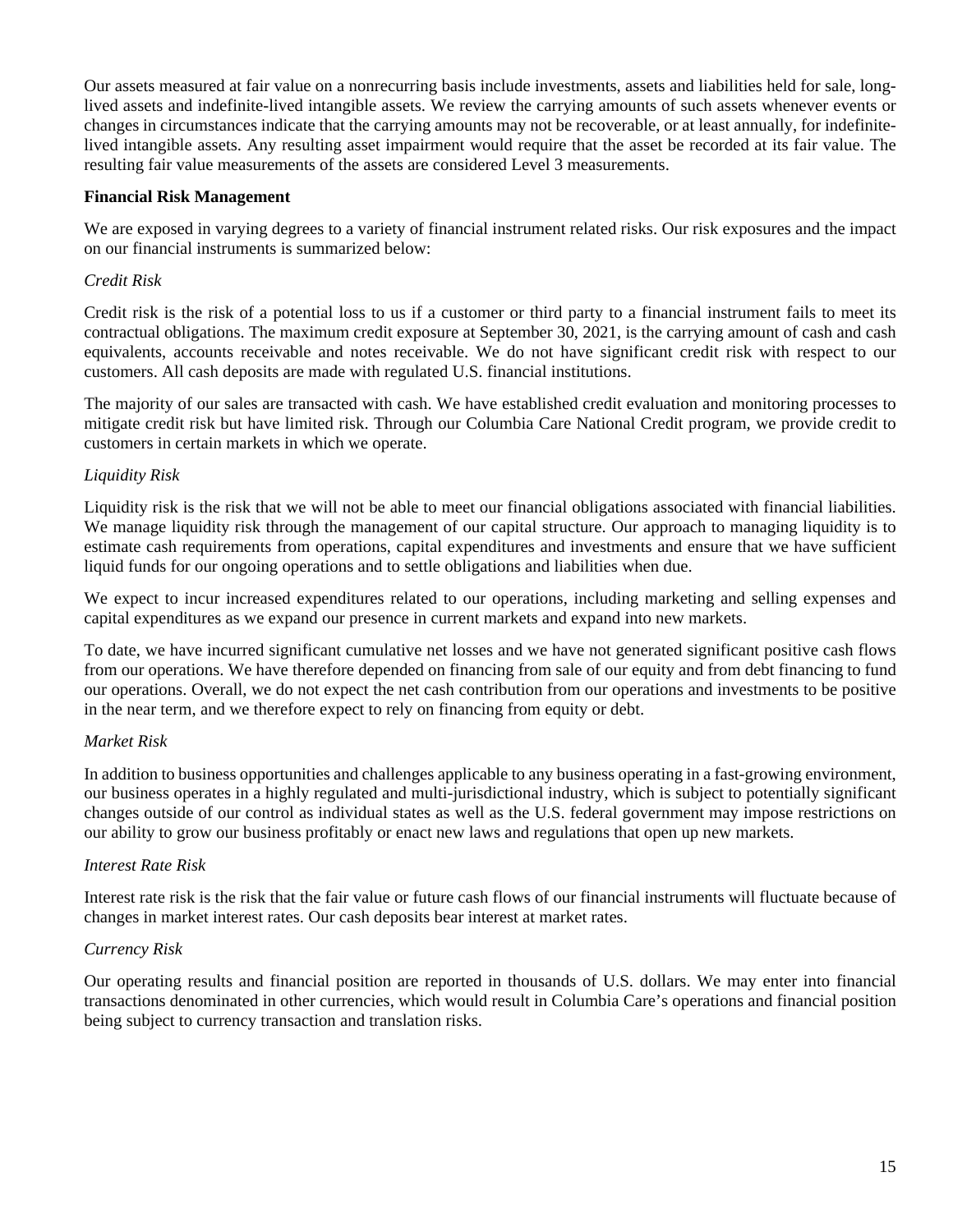Our assets measured at fair value on a nonrecurring basis include investments, assets and liabilities held for sale, long-lived assets and indefinite-lived intangible assets. We review the carrying amounts of such assets whenever events or changes in circumstances indicate that the carrying amounts may not be recoverable, or at least annually, for indefinite-lived intangible assets. Any resulting asset impairment would require that the asset be recorded at its fair value. The resulting fair value measurements of the assets are considered Level 3 measurements.

**Financial Risk Management**

We are exposed in varying degrees to a variety of financial instrument related risks. Our risk exposures and the impact on our financial instruments is summarized below:

*Credit Risk*

Credit risk is the risk of a potential loss to us if a customer or third party to a financial instrument fails to meet its contractual obligations. The maximum credit exposure at September 30, 2021, is the carrying amount of cash and cash equivalents, accounts receivable and notes receivable. We do not have significant credit risk with respect to our customers. All cash deposits are made with regulated U.S. financial institutions.

The majority of our sales are transacted with cash. We have established credit evaluation and monitoring processes to mitigate credit risk but have limited risk. Through our Columbia Care National Credit program, we provide credit to customers in certain markets in which we operate.

*Liquidity Risk*

Liquidity risk is the risk that we will not be able to meet our financial obligations associated with financial liabilities. We manage liquidity risk through the management of our capital structure. Our approach to managing liquidity is to estimate cash requirements from operations, capital expenditures and investments and ensure that we have sufficient liquid funds for our ongoing operations and to settle obligations and liabilities when due.

We expect to incur increased expenditures related to our operations, including marketing and selling expenses and capital expenditures as we expand our presence in current markets and expand into new markets.

To date, we have incurred significant cumulative net losses and we have not generated significant positive cash flows from our operations. We have therefore depended on financing from sale of our equity and from debt financing to fund our operations. Overall, we do not expect the net cash contribution from our operations and investments to be positive in the near term, and we therefore expect to rely on financing from equity or debt.

*Market Risk*

In addition to business opportunities and challenges applicable to any business operating in a fast-growing environment, our business operates in a highly regulated and multi-jurisdictional industry, which is subject to potentially significant changes outside of our control as individual states as well as the U.S. federal government may impose restrictions on our ability to grow our business profitably or enact new laws and regulations that open up new markets.

*Interest Rate Risk*

Interest rate risk is the risk that the fair value or future cash flows of our financial instruments will fluctuate because of changes in market interest rates. Our cash deposits bear interest at market rates.

*Currency Risk*

Our operating results and financial position are reported in thousands of U.S. dollars. We may enter into financial transactions denominated in other currencies, which would result in Columbia Care's operations and financial position being subject to currency transaction and translation risks.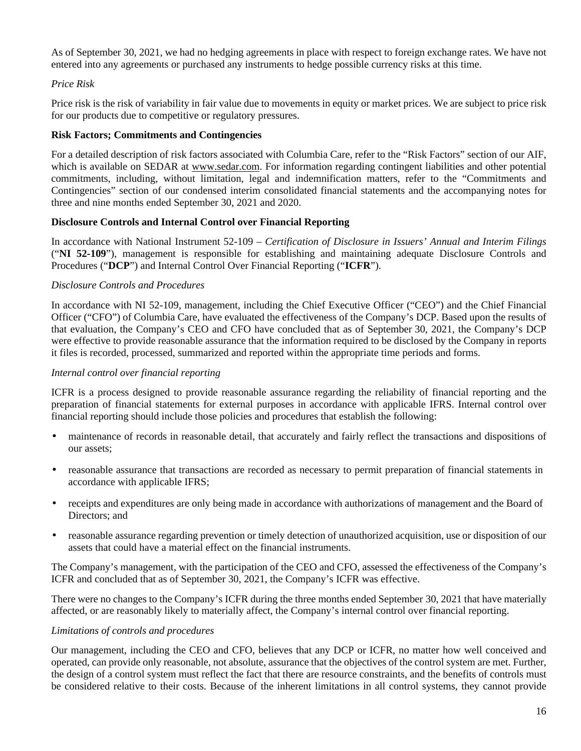As of September 30, 2021, we had no hedging agreements in place with respect to foreign exchange rates. We have not entered into any agreements or purchased any instruments to hedge possible currency risks at this time.

*Price Risk*

Price risk is the risk of variability in fair value due to movements in equity or market prices. We are subject to price risk for our products due to competitive or regulatory pressures.

**Risk Factors; Commitments and Contingencies**

For a detailed description of risk factors associated with Columbia Care, refer to the "Risk Factors" section of our AIF, which is available on SEDAR at www.sedar.com. For information regarding contingent liabilities and other potential commitments, including, without limitation, legal and indemnification matters, refer to the "Commitments and Contingencies" section of our condensed interim consolidated financial statements and the accompanying notes for three and nine months ended September 30, 2021 and 2020.

**Disclosure Controls and Internal Control over Financial Reporting**

In accordance with National Instrument 52-109 – *Certification of Disclosure in Issuers' Annual and Interim Filings* ("**NI 52-109**"), management is responsible for establishing and maintaining adequate Disclosure Controls and Procedures ("**DCP**") and Internal Control Over Financial Reporting ("**ICFR**").

*Disclosure Controls and Procedures*

In accordance with NI 52-109, management, including the Chief Executive Officer ("CEO") and the Chief Financial Officer ("CFO") of Columbia Care, have evaluated the effectiveness of the Company's DCP. Based upon the results of that evaluation, the Company's CEO and CFO have concluded that as of September 30, 2021, the Company's DCP were effective to provide reasonable assurance that the information required to be disclosed by the Company in reports it files is recorded, processed, summarized and reported within the appropriate time periods and forms.

*Internal control over financial reporting*

ICFR is a process designed to provide reasonable assurance regarding the reliability of financial reporting and the preparation of financial statements for external purposes in accordance with applicable IFRS. Internal control over financial reporting should include those policies and procedures that establish the following:

- maintenance of records in reasonable detail, that accurately and fairly reflect the transactions and dispositions of our assets;
- reasonable assurance that transactions are recorded as necessary to permit preparation of financial statements in accordance with applicable IFRS;
- receipts and expenditures are only being made in accordance with authorizations of management and the Board of Directors; and
- reasonable assurance regarding prevention or timely detection of unauthorized acquisition, use or disposition of our assets that could have a material effect on the financial instruments.

The Company's management, with the participation of the CEO and CFO, assessed the effectiveness of the Company's ICFR and concluded that as of September 30, 2021, the Company's ICFR was effective.

There were no changes to the Company's ICFR during the three months ended September 30, 2021 that have materially affected, or are reasonably likely to materially affect, the Company's internal control over financial reporting.

*Limitations of controls and procedures*

Our management, including the CEO and CFO, believes that any DCP or ICFR, no matter how well conceived and operated, can provide only reasonable, not absolute, assurance that the objectives of the control system are met. Further, the design of a control system must reflect the fact that there are resource constraints, and the benefits of controls must be considered relative to their costs. Because of the inherent limitations in all control systems, they cannot provide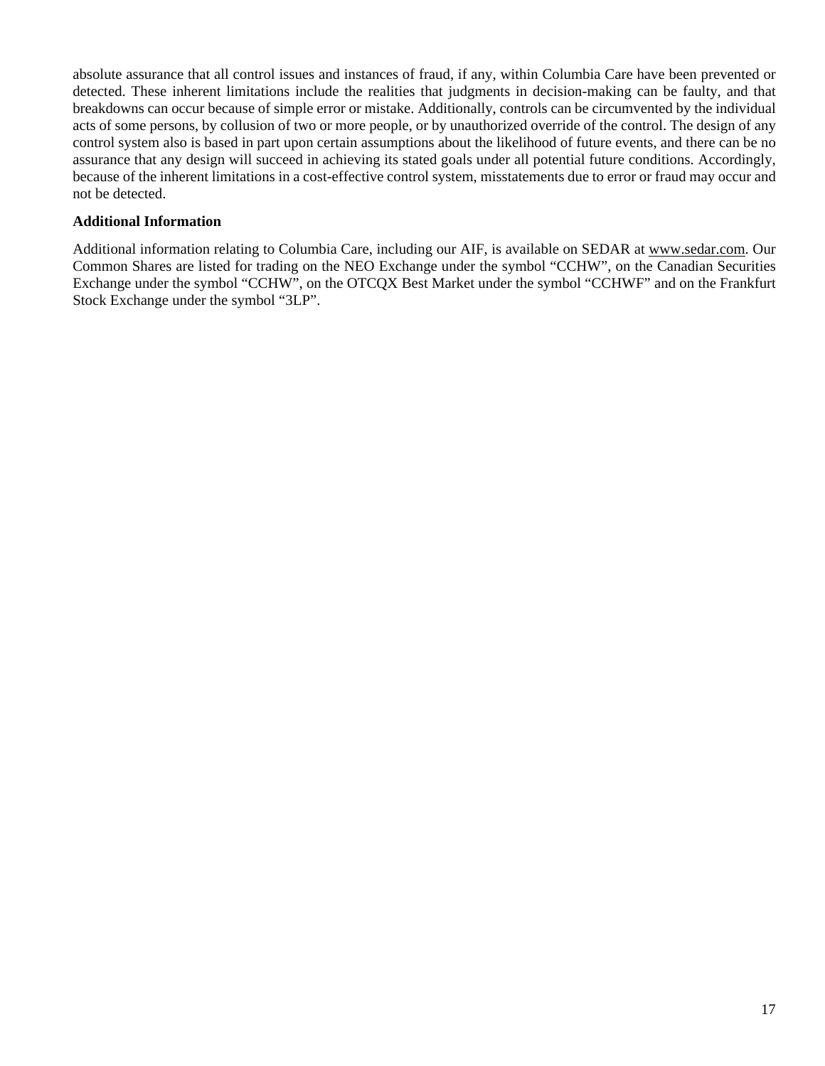absolute assurance that all control issues and instances of fraud, if any, within Columbia Care have been prevented or detected. These inherent limitations include the realities that judgments in decision-making can be faulty, and that breakdowns can occur because of simple error or mistake. Additionally, controls can be circumvented by the individual acts of some persons, by collusion of two or more people, or by unauthorized override of the control. The design of any control system also is based in part upon certain assumptions about the likelihood of future events, and there can be no assurance that any design will succeed in achieving its stated goals under all potential future conditions. Accordingly, because of the inherent limitations in a cost-effective control system, misstatements due to error or fraud may occur and not be detected.

**Additional Information**

Additional information relating to Columbia Care, including our AIF, is available on SEDAR at www.sedar.com. Our Common Shares are listed for trading on the NEO Exchange under the symbol "CCHW", on the Canadian Securities Exchange under the symbol "CCHW", on the OTCQX Best Market under the symbol "CCHWF" and on the Frankfurt Stock Exchange under the symbol "3LP".